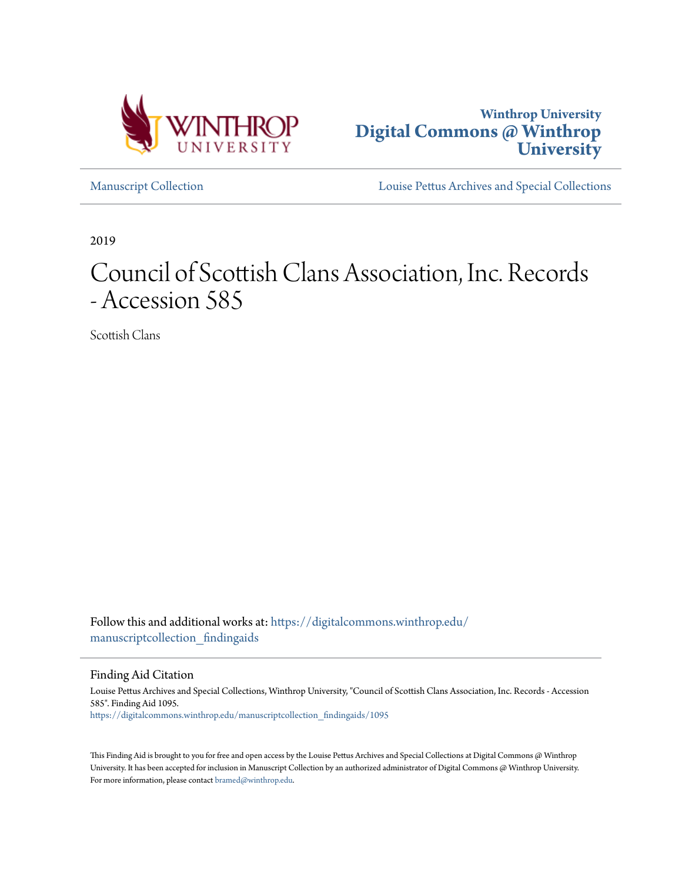Winthrop University
**Digital Commons @ Winthrop University**

Manuscript Collection | Louise Pettus Archives and Special Collections

2019

# Council of Scottish Clans Association, Inc. Records - Accession 585

Scottish Clans

Follow this and additional works at: https://digitalcommons.winthrop.edu/manuscriptcollection_findingaids

## Finding Aid Citation

Louise Pettus Archives and Special Collections, Winthrop University, "Council of Scottish Clans Association, Inc. Records - Accession 585". Finding Aid 1095.
https://digitalcommons.winthrop.edu/manuscriptcollection_findingaids/1095

This Finding Aid is brought to you for free and open access by the Louise Pettus Archives and Special Collections at Digital Commons @ Winthrop University. It has been accepted for inclusion in Manuscript Collection by an authorized administrator of Digital Commons @ Winthrop University. For more information, please contact bramed@winthrop.edu.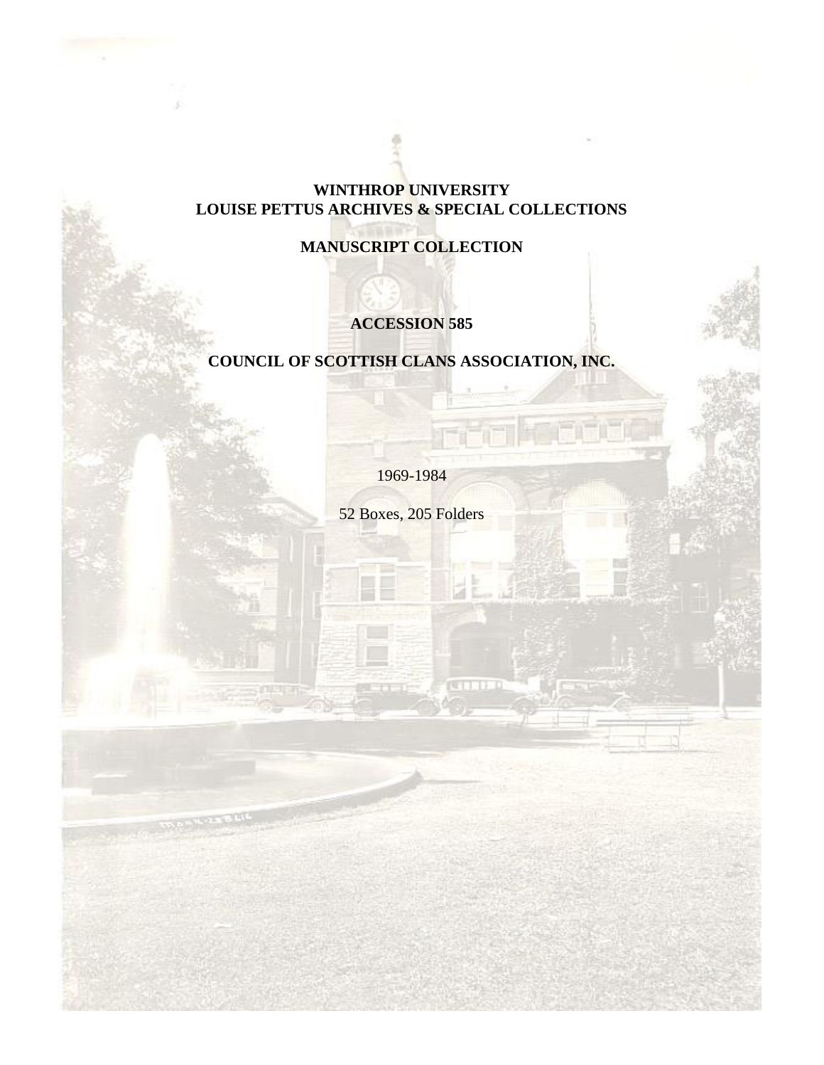**WINTHROP UNIVERSITY**
**LOUISE PETTUS ARCHIVES & SPECIAL COLLECTIONS**

**MANUSCRIPT COLLECTION**

**ACCESSION 585**

**COUNCIL OF SCOTTISH CLANS ASSOCIATION, INC.**

1969-1984

52 Boxes, 205 Folders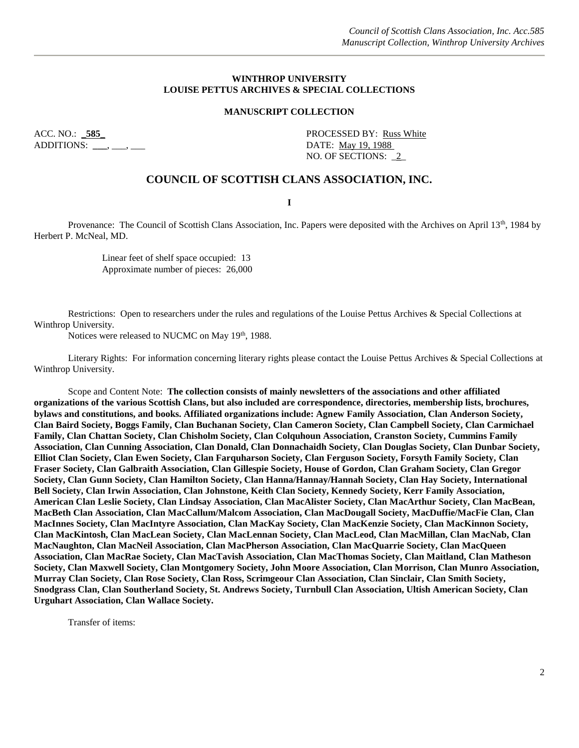**WINTHROP UNIVERSITY**
**LOUISE PETTUS ARCHIVES & SPECIAL COLLECTIONS**

**MANUSCRIPT COLLECTION**

ACC. NO.: **_585_**
ADDITIONS: ___, ___, ___

PROCESSED BY: Russ White
DATE: May 19, 1988
NO. OF SECTIONS: _2_

## COUNCIL OF SCOTTISH CLANS ASSOCIATION, INC.

**I**

Provenance: The Council of Scottish Clans Association, Inc. Papers were deposited with the Archives on April 13th, 1984 by Herbert P. McNeal, MD.

Linear feet of shelf space occupied: 13
Approximate number of pieces: 26,000

Restrictions: Open to researchers under the rules and regulations of the Louise Pettus Archives & Special Collections at Winthrop University.
Notices were released to NUCMC on May 19th, 1988.

Literary Rights: For information concerning literary rights please contact the Louise Pettus Archives & Special Collections at Winthrop University.

Scope and Content Note: **The collection consists of mainly newsletters of the associations and other affiliated organizations of the various Scottish Clans, but also included are correspondence, directories, membership lists, brochures, bylaws and constitutions, and books. Affiliated organizations include: Agnew Family Association, Clan Anderson Society, Clan Baird Society, Boggs Family, Clan Buchanan Society, Clan Cameron Society, Clan Campbell Society, Clan Carmichael Family, Clan Chattan Society, Clan Chisholm Society, Clan Colquhoun Association, Cranston Society, Cummins Family Association, Clan Cunning Association, Clan Donald, Clan Donnachaidh Society, Clan Douglas Society, Clan Dunbar Society, Elliot Clan Society, Clan Ewen Society, Clan Farquharson Society, Clan Ferguson Society, Forsyth Family Society, Clan Fraser Society, Clan Galbraith Association, Clan Gillespie Society, House of Gordon, Clan Graham Society, Clan Gregor Society, Clan Gunn Society, Clan Hamilton Society, Clan Hanna/Hannay/Hannah Society, Clan Hay Society, International Bell Society, Clan Irwin Association, Clan Johnstone, Keith Clan Society, Kennedy Society, Kerr Family Association, American Clan Leslie Society, Clan Lindsay Association, Clan MacAlister Society, Clan MacArthur Society, Clan MacBean, MacBeth Clan Association, Clan MacCallum/Malcom Association, Clan MacDougall Society, MacDuffie/MacFie Clan, Clan MacInnes Society, Clan MacIntyre Association, Clan MacKay Society, Clan MacKenzie Society, Clan MacKinnon Society, Clan MacKintosh, Clan MacLean Society, Clan MacLennan Society, Clan MacLeod, Clan MacMillan, Clan MacNab, Clan MacNaughton, Clan MacNeil Association, Clan MacPherson Association, Clan MacQuarrie Society, Clan MacQueen Association, Clan MacRae Society, Clan MacTavish Association, Clan MacThomas Society, Clan Maitland, Clan Matheson Society, Clan Maxwell Society, Clan Montgomery Society, John Moore Association, Clan Morrison, Clan Munro Association, Murray Clan Society, Clan Rose Society, Clan Ross, Scrimgeour Clan Association, Clan Sinclair, Clan Smith Society, Snodgrass Clan, Clan Southerland Society, St. Andrews Society, Turnbull Clan Association, Ultish American Society, Clan Urguhart Association, Clan Wallace Society.**

Transfer of items: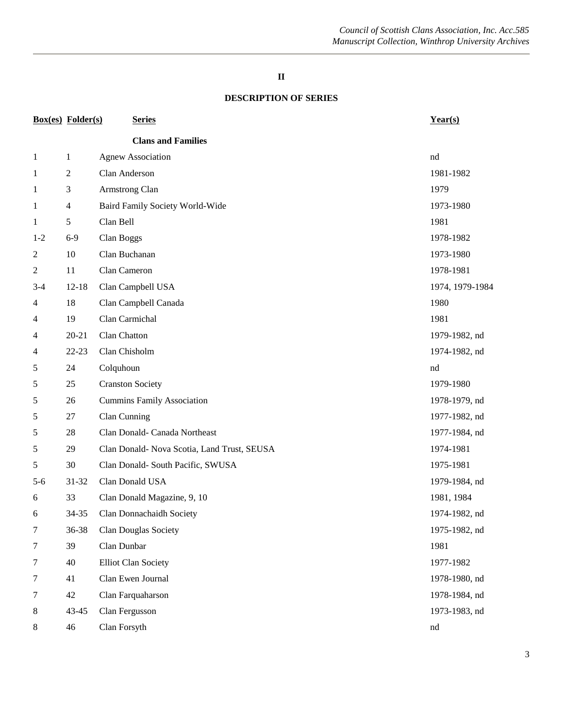## II

## DESCRIPTION OF SERIES

| Box(es) | Folder(s) | Series | Year(s) |
|---|---|---|---|
| | | **Clans and Families** | |
| 1 | 1 | Agnew Association | nd |
| 1 | 2 | Clan Anderson | 1981-1982 |
| 1 | 3 | Armstrong Clan | 1979 |
| 1 | 4 | Baird Family Society World-Wide | 1973-1980 |
| 1 | 5 | Clan Bell | 1981 |
| 1-2 | 6-9 | Clan Boggs | 1978-1982 |
| 2 | 10 | Clan Buchanan | 1973-1980 |
| 2 | 11 | Clan Cameron | 1978-1981 |
| 3-4 | 12-18 | Clan Campbell USA | 1974, 1979-1984 |
| 4 | 18 | Clan Campbell Canada | 1980 |
| 4 | 19 | Clan Carmichal | 1981 |
| 4 | 20-21 | Clan Chatton | 1979-1982, nd |
| 4 | 22-23 | Clan Chisholm | 1974-1982, nd |
| 5 | 24 | Colquhoun | nd |
| 5 | 25 | Cranston Society | 1979-1980 |
| 5 | 26 | Cummins Family Association | 1978-1979, nd |
| 5 | 27 | Clan Cunning | 1977-1982, nd |
| 5 | 28 | Clan Donald- Canada Northeast | 1977-1984, nd |
| 5 | 29 | Clan Donald- Nova Scotia, Land Trust, SEUSA | 1974-1981 |
| 5 | 30 | Clan Donald- South Pacific, SWUSA | 1975-1981 |
| 5-6 | 31-32 | Clan Donald USA | 1979-1984, nd |
| 6 | 33 | Clan Donald Magazine, 9, 10 | 1981, 1984 |
| 6 | 34-35 | Clan Donnachaidh Society | 1974-1982, nd |
| 7 | 36-38 | Clan Douglas Society | 1975-1982, nd |
| 7 | 39 | Clan Dunbar | 1981 |
| 7 | 40 | Elliot Clan Society | 1977-1982 |
| 7 | 41 | Clan Ewen Journal | 1978-1980, nd |
| 7 | 42 | Clan Farquaharson | 1978-1984, nd |
| 8 | 43-45 | Clan Fergusson | 1973-1983, nd |
| 8 | 46 | Clan Forsyth | nd |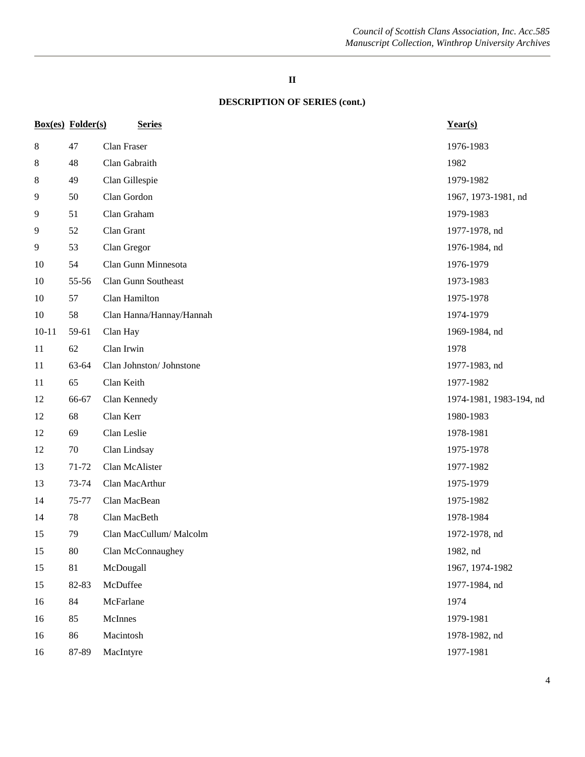## II

### DESCRIPTION OF SERIES (cont.)

| Box(es) | Folder(s) | Series | Year(s) |
|---|---|---|---|
| 8 | 47 | Clan Fraser | 1976-1983 |
| 8 | 48 | Clan Gabraith | 1982 |
| 8 | 49 | Clan Gillespie | 1979-1982 |
| 9 | 50 | Clan Gordon | 1967, 1973-1981, nd |
| 9 | 51 | Clan Graham | 1979-1983 |
| 9 | 52 | Clan Grant | 1977-1978, nd |
| 9 | 53 | Clan Gregor | 1976-1984, nd |
| 10 | 54 | Clan Gunn Minnesota | 1976-1979 |
| 10 | 55-56 | Clan Gunn Southeast | 1973-1983 |
| 10 | 57 | Clan Hamilton | 1975-1978 |
| 10 | 58 | Clan Hanna/Hannay/Hannah | 1974-1979 |
| 10-11 | 59-61 | Clan Hay | 1969-1984, nd |
| 11 | 62 | Clan Irwin | 1978 |
| 11 | 63-64 | Clan Johnston/ Johnstone | 1977-1983, nd |
| 11 | 65 | Clan Keith | 1977-1982 |
| 12 | 66-67 | Clan Kennedy | 1974-1981, 1983-194, nd |
| 12 | 68 | Clan Kerr | 1980-1983 |
| 12 | 69 | Clan Leslie | 1978-1981 |
| 12 | 70 | Clan Lindsay | 1975-1978 |
| 13 | 71-72 | Clan McAlister | 1977-1982 |
| 13 | 73-74 | Clan MacArthur | 1975-1979 |
| 14 | 75-77 | Clan MacBean | 1975-1982 |
| 14 | 78 | Clan MacBeth | 1978-1984 |
| 15 | 79 | Clan MacCullum/ Malcolm | 1972-1978, nd |
| 15 | 80 | Clan McConnaughey | 1982, nd |
| 15 | 81 | McDougall | 1967, 1974-1982 |
| 15 | 82-83 | McDuffee | 1977-1984, nd |
| 16 | 84 | McFarlane | 1974 |
| 16 | 85 | McInnes | 1979-1981 |
| 16 | 86 | Macintosh | 1978-1982, nd |
| 16 | 87-89 | MacIntyre | 1977-1981 |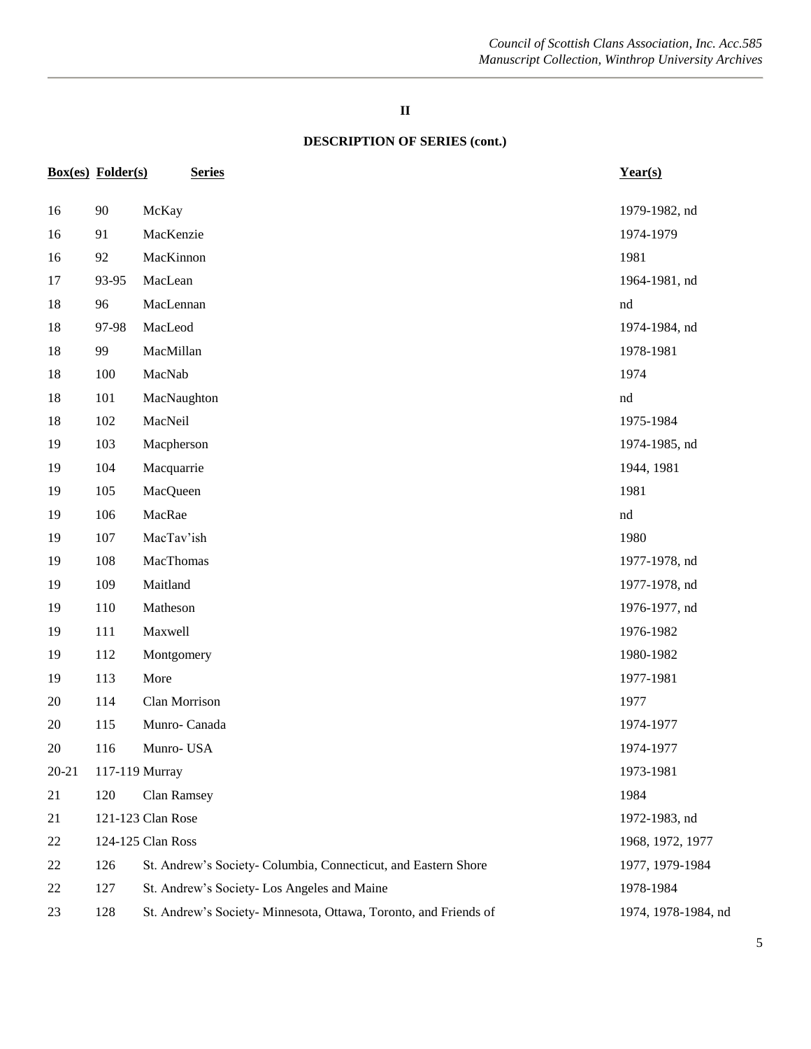## II

## DESCRIPTION OF SERIES (cont.)

| Box(es) | Folder(s) | Series | Year(s) |
|---|---|---|---|
| 16 | 90 | McKay | 1979-1982, nd |
| 16 | 91 | MacKenzie | 1974-1979 |
| 16 | 92 | MacKinnon | 1981 |
| 17 | 93-95 | MacLean | 1964-1981, nd |
| 18 | 96 | MacLennan | nd |
| 18 | 97-98 | MacLeod | 1974-1984, nd |
| 18 | 99 | MacMillan | 1978-1981 |
| 18 | 100 | MacNab | 1974 |
| 18 | 101 | MacNaughton | nd |
| 18 | 102 | MacNeil | 1975-1984 |
| 19 | 103 | Macpherson | 1974-1985, nd |
| 19 | 104 | Macquarrie | 1944, 1981 |
| 19 | 105 | MacQueen | 1981 |
| 19 | 106 | MacRae | nd |
| 19 | 107 | MacTav'ish | 1980 |
| 19 | 108 | MacThomas | 1977-1978, nd |
| 19 | 109 | Maitland | 1977-1978, nd |
| 19 | 110 | Matheson | 1976-1977, nd |
| 19 | 111 | Maxwell | 1976-1982 |
| 19 | 112 | Montgomery | 1980-1982 |
| 19 | 113 | More | 1977-1981 |
| 20 | 114 | Clan Morrison | 1977 |
| 20 | 115 | Munro- Canada | 1974-1977 |
| 20 | 116 | Munro- USA | 1974-1977 |
| 20-21 | 117-119 | Murray | 1973-1981 |
| 21 | 120 | Clan Ramsey | 1984 |
| 21 | 121-123 | Clan Rose | 1972-1983, nd |
| 22 | 124-125 | Clan Ross | 1968, 1972, 1977 |
| 22 | 126 | St. Andrew's Society- Columbia, Connecticut, and Eastern Shore | 1977, 1979-1984 |
| 22 | 127 | St. Andrew's Society- Los Angeles and Maine | 1978-1984 |
| 23 | 128 | St. Andrew's Society- Minnesota, Ottawa, Toronto, and Friends of | 1974, 1978-1984, nd |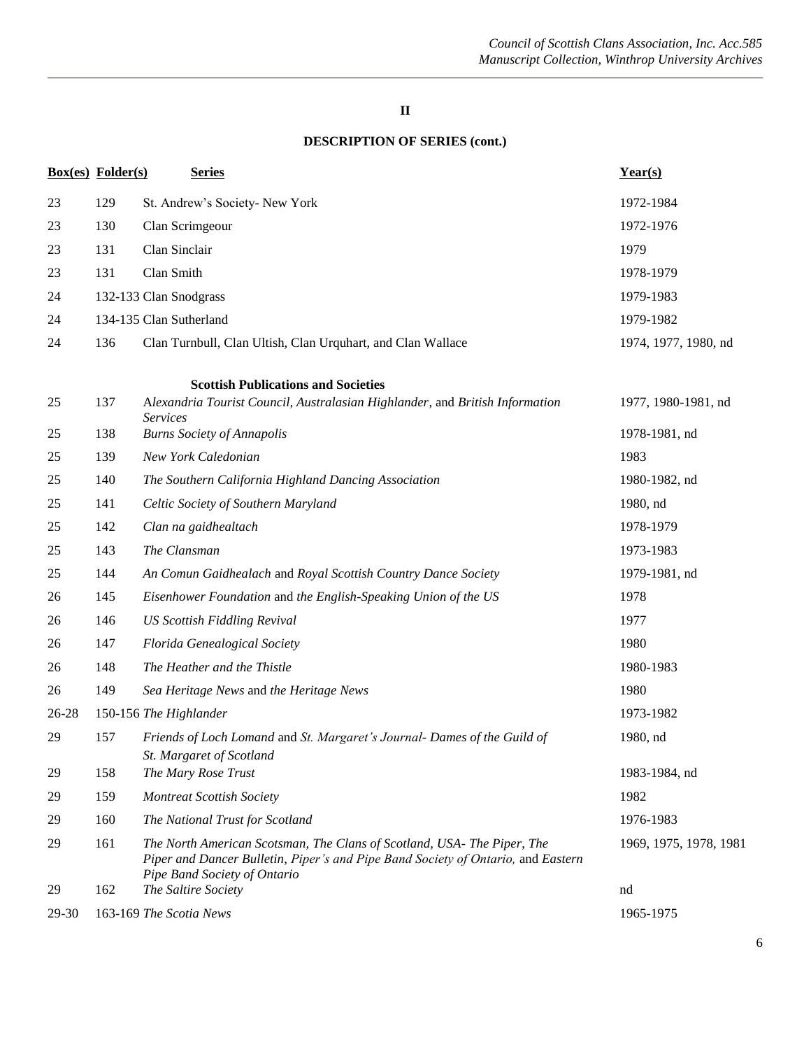## II

### DESCRIPTION OF SERIES (cont.)

| Box(es) | Folder(s) | Series | Year(s) |
|---|---|---|---|
| 23 | 129 | St. Andrew's Society- New York | 1972-1984 |
| 23 | 130 | Clan Scrimgeour | 1972-1976 |
| 23 | 131 | Clan Sinclair | 1979 |
| 23 | 131 | Clan Smith | 1978-1979 |
| 24 | 132-133 | Clan Snodgrass | 1979-1983 |
| 24 | 134-135 | Clan Sutherland | 1979-1982 |
| 24 | 136 | Clan Turnbull, Clan Ultish, Clan Urquhart, and Clan Wallace | 1974, 1977, 1980, nd |
| | | **Scottish Publications and Societies** | |
| 25 | 137 | *Alexandria Tourist Council, Australasian Highlander*, and *British Information Services* | 1977, 1980-1981, nd |
| 25 | 138 | *Burns Society of Annapolis* | 1978-1981, nd |
| 25 | 139 | *New York Caledonian* | 1983 |
| 25 | 140 | *The Southern California Highland Dancing Association* | 1980-1982, nd |
| 25 | 141 | *Celtic Society of Southern Maryland* | 1980, nd |
| 25 | 142 | *Clan na gaidhealtach* | 1978-1979 |
| 25 | 143 | *The Clansman* | 1973-1983 |
| 25 | 144 | *An Comun Gaidhealach* and *Royal Scottish Country Dance Society* | 1979-1981, nd |
| 26 | 145 | *Eisenhower Foundation* and *the English-Speaking Union of the US* | 1978 |
| 26 | 146 | *US Scottish Fiddling Revival* | 1977 |
| 26 | 147 | *Florida Genealogical Society* | 1980 |
| 26 | 148 | *The Heather and the Thistle* | 1980-1983 |
| 26 | 149 | *Sea Heritage News* and *the Heritage News* | 1980 |
| 26-28 | 150-156 | *The Highlander* | 1973-1982 |
| 29 | 157 | *Friends of Loch Lomond* and *St. Margaret's Journal- Dames of the Guild of St. Margaret of Scotland* | 1980, nd |
| 29 | 158 | *The Mary Rose Trust* | 1983-1984, nd |
| 29 | 159 | *Montreat Scottish Society* | 1982 |
| 29 | 160 | *The National Trust for Scotland* | 1976-1983 |
| 29 | 161 | *The North American Scotsman, The Clans of Scotland, USA- The Piper, The Piper and Dancer Bulletin*, *Piper's and Pipe Band Society of Ontario,* and *Eastern Pipe Band Society of Ontario* | 1969, 1975, 1978, 1981 |
| 29 | 162 | *The Saltire Society* | nd |
| 29-30 | 163-169 | *The Scotia News* | 1965-1975 |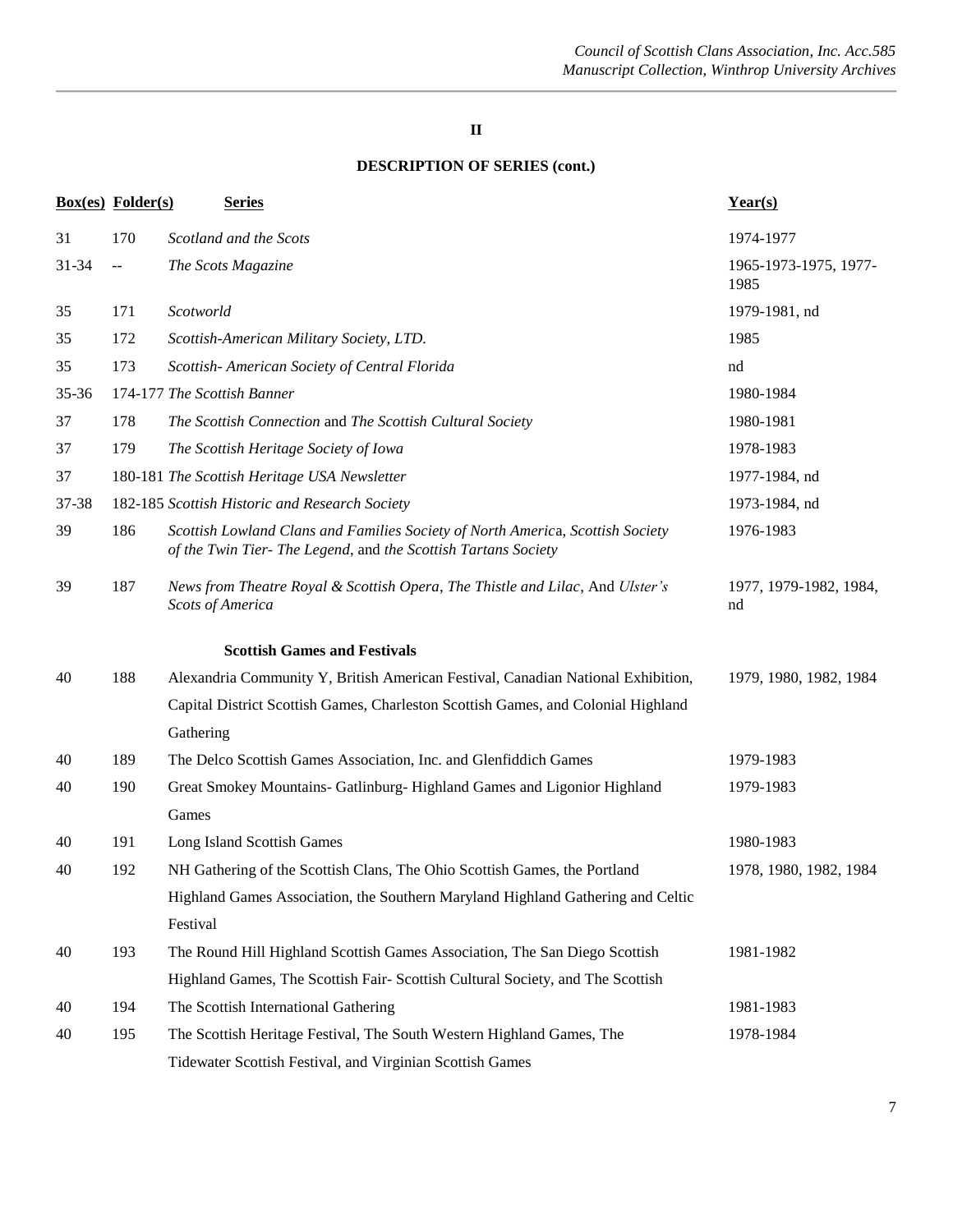## II

## DESCRIPTION OF SERIES (cont.)

| Box(es) | Folder(s) | Series | Year(s) |
|---|---|---|---|
| 31 | 170 | *Scotland and the Scots* | 1974-1977 |
| 31-34 | -- | *The Scots Magazine* | 1965-1973-1975, 1977-1985 |
| 35 | 171 | *Scotworld* | 1979-1981, nd |
| 35 | 172 | *Scottish-American Military Society, LTD.* | 1985 |
| 35 | 173 | *Scottish- American Society of Central Florida* | nd |
| 35-36 | 174-177 | *The Scottish Banner* | 1980-1984 |
| 37 | 178 | *The Scottish Connection* and *The Scottish Cultural Society* | 1980-1981 |
| 37 | 179 | *The Scottish Heritage Society of Iowa* | 1978-1983 |
| 37 | 180-181 | *The Scottish Heritage USA Newsletter* | 1977-1984, nd |
| 37-38 | 182-185 | *Scottish Historic and Research Society* | 1973-1984, nd |
| 39 | 186 | *Scottish Lowland Clans and Families Society of North America, Scottish Society of the Twin Tier- The Legend*, and *the Scottish Tartans Society* | 1976-1983 |
| 39 | 187 | *News from Theatre Royal & Scottish Opera*, *The Thistle and Lilac*, And *Ulster's Scots of America* | 1977, 1979-1982, 1984, nd |
| | | **Scottish Games and Festivals** | |
| 40 | 188 | Alexandria Community Y, British American Festival, Canadian National Exhibition, Capital District Scottish Games, Charleston Scottish Games, and Colonial Highland Gathering | 1979, 1980, 1982, 1984 |
| 40 | 189 | The Delco Scottish Games Association, Inc. and Glenfiddich Games | 1979-1983 |
| 40 | 190 | Great Smokey Mountains- Gatlinburg- Highland Games and Ligonior Highland Games | 1979-1983 |
| 40 | 191 | Long Island Scottish Games | 1980-1983 |
| 40 | 192 | NH Gathering of the Scottish Clans, The Ohio Scottish Games, the Portland Highland Games Association, the Southern Maryland Highland Gathering and Celtic Festival | 1978, 1980, 1982, 1984 |
| 40 | 193 | The Round Hill Highland Scottish Games Association, The San Diego Scottish Highland Games, The Scottish Fair- Scottish Cultural Society, and The Scottish | 1981-1982 |
| 40 | 194 | The Scottish International Gathering | 1981-1983 |
| 40 | 195 | The Scottish Heritage Festival, The South Western Highland Games, The Tidewater Scottish Festival, and Virginian Scottish Games | 1978-1984 |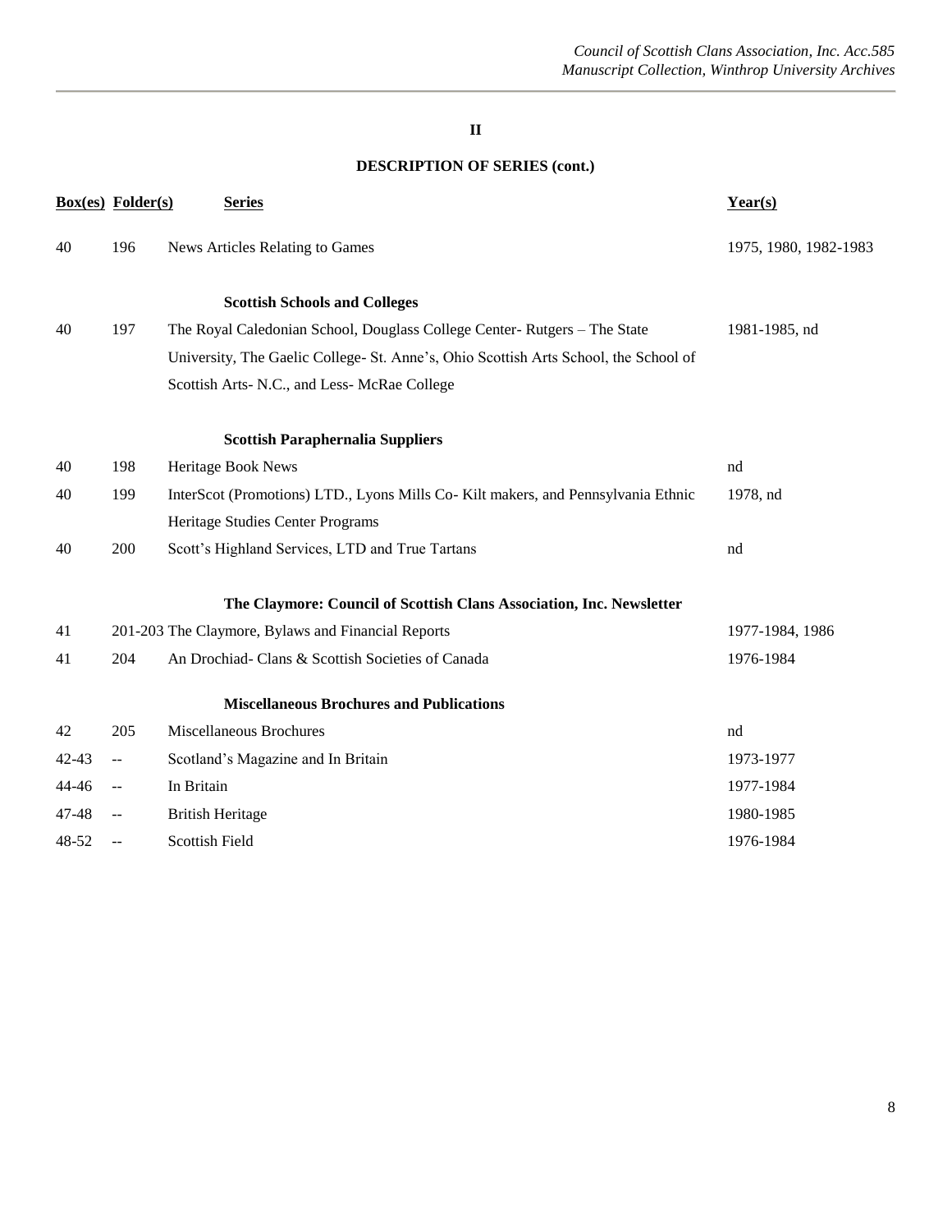**II**

**DESCRIPTION OF SERIES (cont.)**

| Box(es) | Folder(s) | Series | Year(s) |
|---|---|---|---|
| 40 | 196 | News Articles Relating to Games | 1975, 1980, 1982-1983 |
| | | **Scottish Schools and Colleges** | |
| 40 | 197 | The Royal Caledonian School, Douglass College Center- Rutgers – The State University, The Gaelic College- St. Anne's, Ohio Scottish Arts School, the School of Scottish Arts- N.C., and Less- McRae College | 1981-1985, nd |
| | | **Scottish Paraphernalia Suppliers** | |
| 40 | 198 | Heritage Book News | nd |
| 40 | 199 | InterScot (Promotions) LTD., Lyons Mills Co- Kilt makers, and Pennsylvania Ethnic Heritage Studies Center Programs | 1978, nd |
| 40 | 200 | Scott's Highland Services, LTD and True Tartans | nd |
| | | **The Claymore: Council of Scottish Clans Association, Inc. Newsletter** | |
| 41 | 201-203 | The Claymore, Bylaws and Financial Reports | 1977-1984, 1986 |
| 41 | 204 | An Drochiad- Clans & Scottish Societies of Canada | 1976-1984 |
| | | **Miscellaneous Brochures and Publications** | |
| 42 | 205 | Miscellaneous Brochures | nd |
| 42-43 | -- | Scotland's Magazine and In Britain | 1973-1977 |
| 44-46 | -- | In Britain | 1977-1984 |
| 47-48 | -- | British Heritage | 1980-1985 |
| 48-52 | -- | Scottish Field | 1976-1984 |